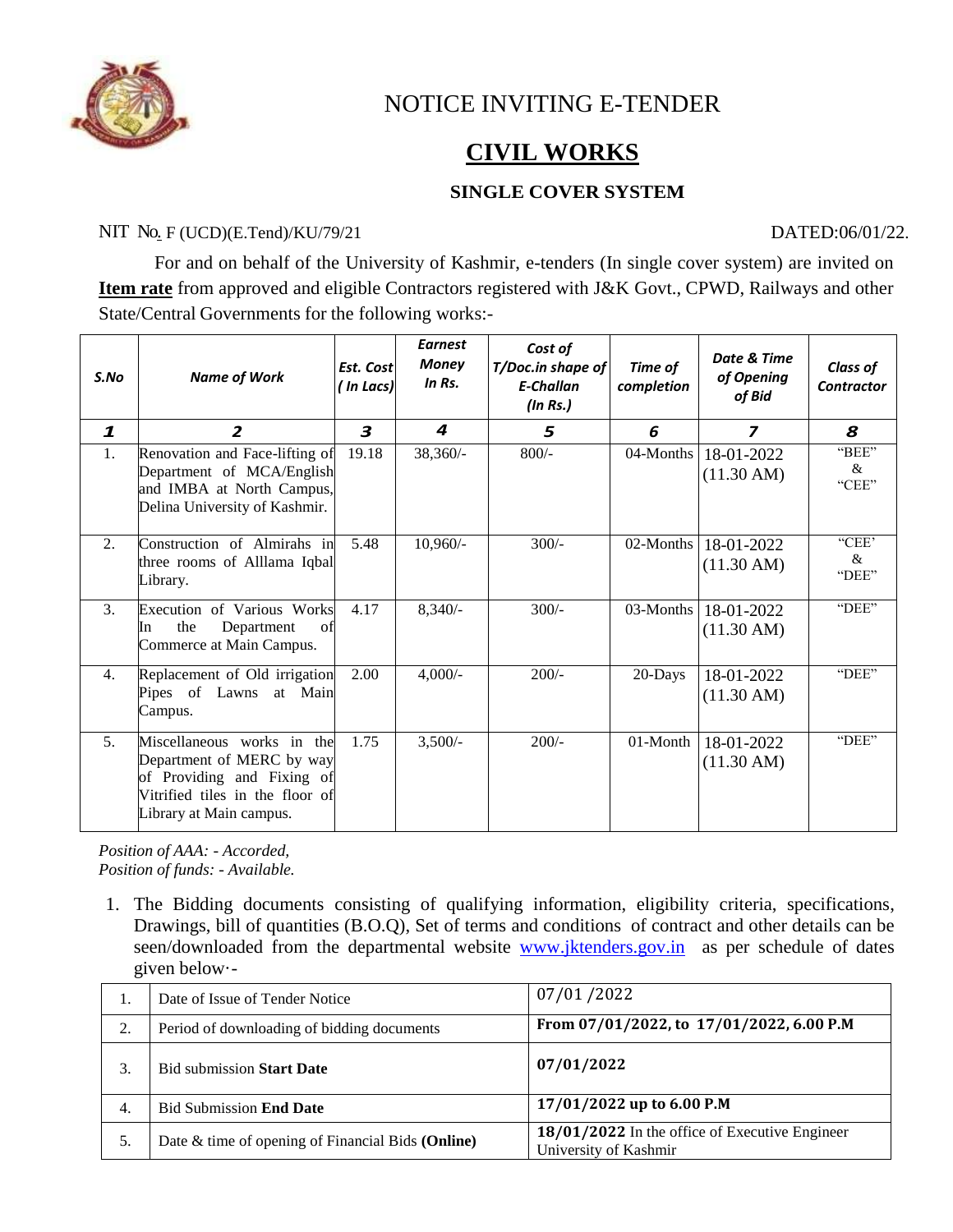# NOTICE INVITING E-TENDER

## CIVIL WORKS

### SINGLE COVER SYSTEM

NIT No. F (UCD)(E.Tend)/KU/79/21 DATED:06/01/22.

For and on behalf of the University of Kashmir, e-tenders (In single cover system) are invited on **Item rate** from approved and eligible Contractors registered with J&K Govt., CPWD, Railways and other State/Central Governments for the following works:-

| *S.No* | *Name of Work* | *Est. Cost ( In Lacs)* | *Earnest Money In Rs.* | *Cost of T/Doc.in shape of E-Challan (In Rs.)* | *Time of completion* | *Date & Time of Opening of Bid* | *Class of Contractor* |
|---|---|---|---|---|---|---|---|
| *1* | *2* | *3* | *4* | *5* | *6* | *7* | *8* |
| 1. | Renovation and Face-lifting of Department of MCA/English and IMBA at North Campus, Delina University of Kashmir. | 19.18 | 38,360/- | 800/- | 04-Months | 18-01-2022 (11.30 AM) | "BEE" & "CEE" |
| 2. | Construction of Almirahs in three rooms of Alllama Iqbal Library. | 5.48 | 10,960/- | 300/- | 02-Months | 18-01-2022 (11.30 AM) | "CEE' & "DEE" |
| 3. | Execution of Various Works In the Department of Commerce at Main Campus. | 4.17 | 8,340/- | 300/- | 03-Months | 18-01-2022 (11.30 AM) | "DEE" |
| 4. | Replacement of Old irrigation Pipes of Lawns at Main Campus. | 2.00 | 4,000/- | 200/- | 20-Days | 18-01-2022 (11.30 AM) | "DEE" |
| 5. | Miscellaneous works in the Department of MERC by way of Providing and Fixing of Vitrified tiles in the floor of Library at Main campus. | 1.75 | 3,500/- | 200/- | 01-Month | 18-01-2022 (11.30 AM) | "DEE" |

*Position of AAA: - Accorded,*
*Position of funds: - Available.*

1. The Bidding documents consisting of qualifying information, eligibility criteria, specifications, Drawings, bill of quantities (B.O.Q), Set of terms and conditions of contract and other details can be seen/downloaded from the departmental website www.jktenders.gov.in as per schedule of dates given below·-

| | | |
|---|---|---|
| 1. | Date of Issue of Tender Notice | 07/01 /2022 |
| 2. | Period of downloading of bidding documents | **From 07/01/2022, to 17/01/2022, 6.00 P.M** |
| 3. | Bid submission **Start Date** | **07/01/2022** |
| 4. | Bid Submission **End Date** | **17/01/2022 up to 6.00 P.M** |
| 5. | Date & time of opening of Financial Bids **(Online)** | **18/01/2022** In the office of Executive Engineer University of Kashmir |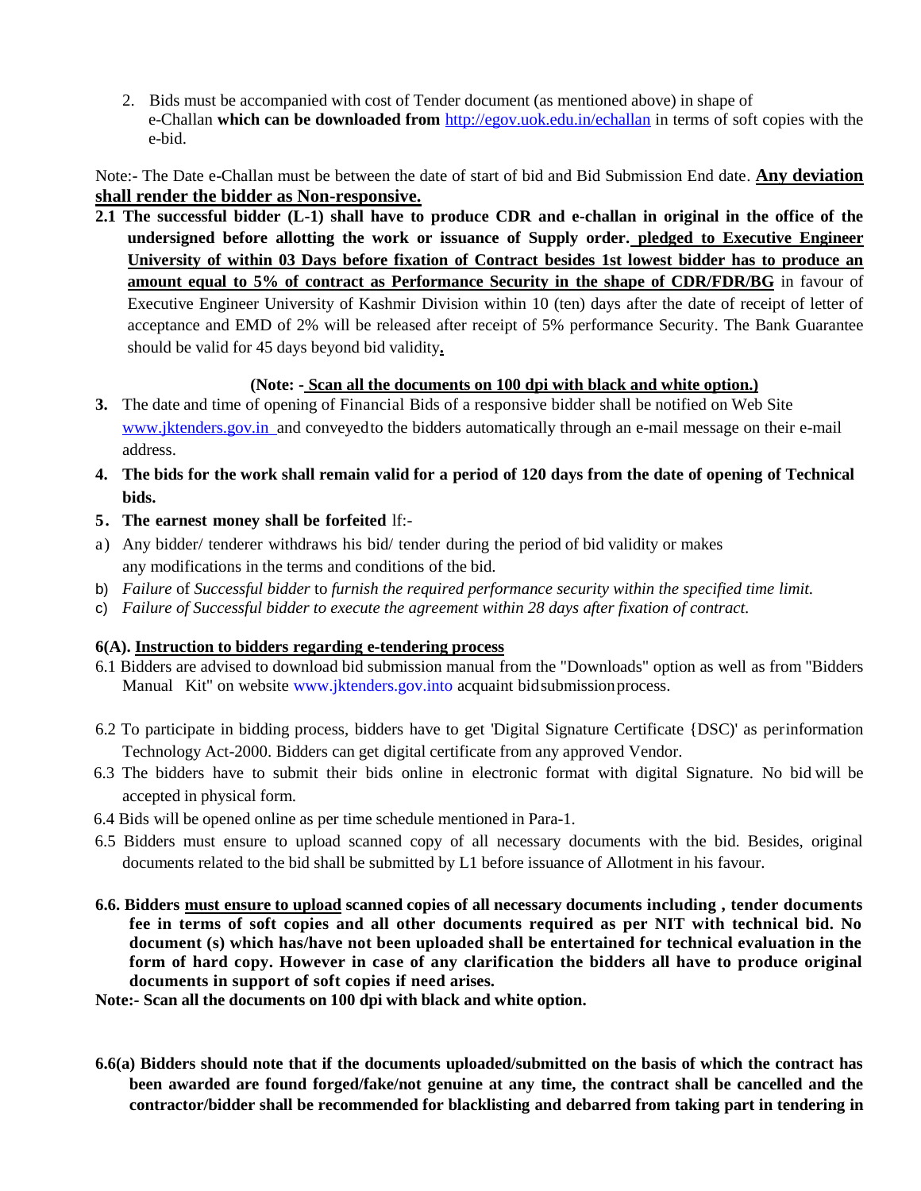2. Bids must be accompanied with cost of Tender document (as mentioned above) in shape of e-Challan **which can be downloaded from** http://egov.uok.edu.in/echallan in terms of soft copies with the e-bid.

Note:- The Date e-Challan must be between the date of start of bid and Bid Submission End date. **<u>Any deviation shall render the bidder as Non-responsive.</u>**

**2.1 The successful bidder (L-1) shall have to produce CDR and e-challan in original in the office of the undersigned before allotting the work or issuance of Supply order. <u>pledged to Executive Engineer University of within 03 Days before fixation of Contract besides 1st lowest bidder has to produce an amount equal to 5% of contract as Performance Security in the shape of CDR/FDR/BG</u>** in favour of Executive Engineer University of Kashmir Division within 10 (ten) days after the date of receipt of letter of acceptance and EMD of 2% will be released after receipt of 5% performance Security. The Bank Guarantee should be valid for 45 days beyond bid validity**.**

**(Note: - <u>Scan all the documents on 100 dpi with black and white option.</u>)**

**3.** The date and time of opening of Financial Bids of a responsive bidder shall be notified on Web Site www.jktenders.gov.in and conveyed to the bidders automatically through an e-mail message on their e-mail address.

**4. The bids for the work shall remain valid for a period of 120 days from the date of opening of Technical bids.**

**5. The earnest money shall be forfeited** lf:-

a) Any bidder/ tenderer withdraws his bid/ tender during the period of bid validity or makes any modifications in the terms and conditions of the bid.

b) *Failure* of *Successful bidder* to *furnish the required performance security within the specified time limit.*

c) *Failure of Successful bidder to execute the agreement within 28 days after fixation of contract.*

**6(A). <u>Instruction to bidders regarding e-tendering process</u>**

6.1 Bidders are advised to download bid submission manual from the "Downloads" option as well as from "Bidders Manual Kit" on website www.jktenders.gov.into acquaint bid submission process.

6.2 To participate in bidding process, bidders have to get 'Digital Signature Certificate {DSC)' as per information Technology Act-2000. Bidders can get digital certificate from any approved Vendor.

6.3 The bidders have to submit their bids online in electronic format with digital Signature. No bid will be accepted in physical form.

6.4 Bids will be opened online as per time schedule mentioned in Para-1.

6.5 Bidders must ensure to upload scanned copy of all necessary documents with the bid. Besides, original documents related to the bid shall be submitted by L1 before issuance of Allotment in his favour.

**6.6. Bidders <u>must ensure to upload</u> scanned copies of all necessary documents including , tender documents fee in terms of soft copies and all other documents required as per NIT with technical bid. No document (s) which has/have not been uploaded shall be entertained for technical evaluation in the form of hard copy. However in case of any clarification the bidders all have to produce original documents in support of soft copies if need arises.**

**Note:- Scan all the documents on 100 dpi with black and white option.**

**6.6(a) Bidders should note that if the documents uploaded/submitted on the basis of which the contract has been awarded are found forged/fake/not genuine at any time, the contract shall be cancelled and the contractor/bidder shall be recommended for blacklisting and debarred from taking part in tendering in**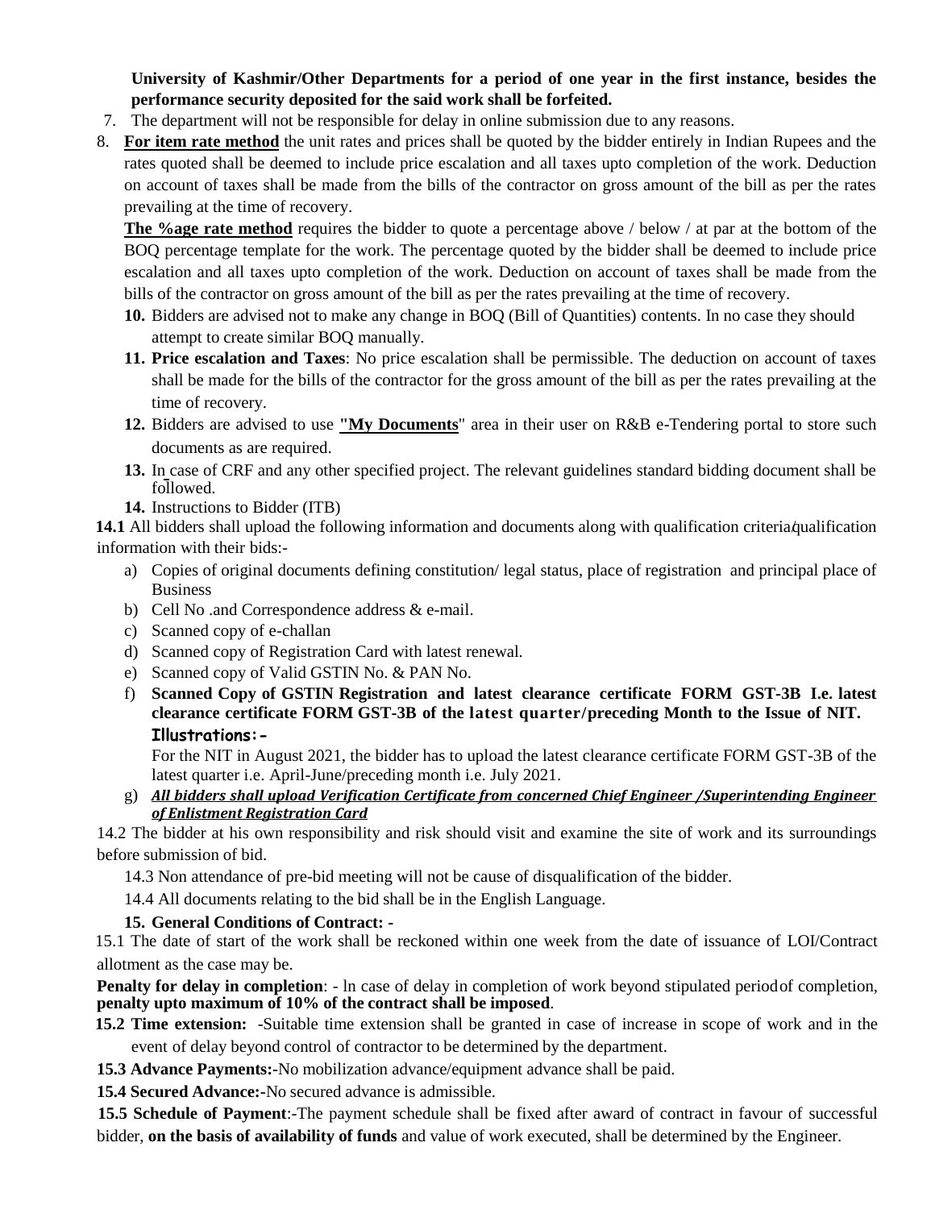**University of Kashmir/Other Departments for a period of one year in the first instance, besides the performance security deposited for the said work shall be forfeited.**

7. The department will not be responsible for delay in online submission due to any reasons.
8. **For item rate method** the unit rates and prices shall be quoted by the bidder entirely in Indian Rupees and the rates quoted shall be deemed to include price escalation and all taxes upto completion of the work. Deduction on account of taxes shall be made from the bills of the contractor on gross amount of the bill as per the rates prevailing at the time of recovery.

   **The %age rate method** requires the bidder to quote a percentage above / below / at par at the bottom of the BOQ percentage template for the work. The percentage quoted by the bidder shall be deemed to include price escalation and all taxes upto completion of the work. Deduction on account of taxes shall be made from the bills of the contractor on gross amount of the bill as per the rates prevailing at the time of recovery.

**10.** Bidders are advised not to make any change in BOQ (Bill of Quantities) contents. In no case they should attempt to create similar BOQ manually.

**11. Price escalation and Taxes**: No price escalation shall be permissible. The deduction on account of taxes shall be made for the bills of the contractor for the gross amount of the bill as per the rates prevailing at the time of recovery.

**12.** Bidders are advised to use **"My Documents**" area in their user on R&B e-Tendering portal to store such documents as are required.

**13.** In case of CRF and any other specified project. The relevant guidelines standard bidding document shall be followed.

**14.** Instructions to Bidder (ITB)

**14.1** All bidders shall upload the following information and documents along with qualification criteria/qualification information with their bids:-

a) Copies of original documents defining constitution/ legal status, place of registration and principal place of Business
b) Cell No .and Correspondence address & e-mail.
c) Scanned copy of e-challan
d) Scanned copy of Registration Card with latest renewal.
e) Scanned copy of Valid GSTIN No. & PAN No.
f) **Scanned Copy of GSTIN Registration and latest clearance certificate FORM GST-3B I.e. latest clearance certificate FORM GST-3B of the latest quarter/preceding Month to the Issue of NIT.**

   **Illustrations:-**

   For the NIT in August 2021, the bidder has to upload the latest clearance certificate FORM GST-3B of the latest quarter i.e. April-June/preceding month i.e. July 2021.
g) ***All bidders shall upload Verification Certificate from concerned Chief Engineer /Superintending Engineer of Enlistment Registration Card***

14.2 The bidder at his own responsibility and risk should visit and examine the site of work and its surroundings before submission of bid.

14.3 Non attendance of pre-bid meeting will not be cause of disqualification of the bidder.

14.4 All documents relating to the bid shall be in the English Language.

**15. General Conditions of Contract: -**

15.1 The date of start of the work shall be reckoned within one week from the date of issuance of LOI/Contract allotment as the case may be.

**Penalty for delay in completion**: - ln case of delay in completion of work beyond stipulated period of completion, **penalty upto maximum of 10% of the contract shall be imposed**.

**15.2 Time extension:** -Suitable time extension shall be granted in case of increase in scope of work and in the event of delay beyond control of contractor to be determined by the department.

**15.3 Advance Payments:-**No mobilization advance/equipment advance shall be paid.

**15.4 Secured Advance:-**No secured advance is admissible.

**15.5 Schedule of Payment**:-The payment schedule shall be fixed after award of contract in favour of successful bidder, **on the basis of availability of funds** and value of work executed, shall be determined by the Engineer.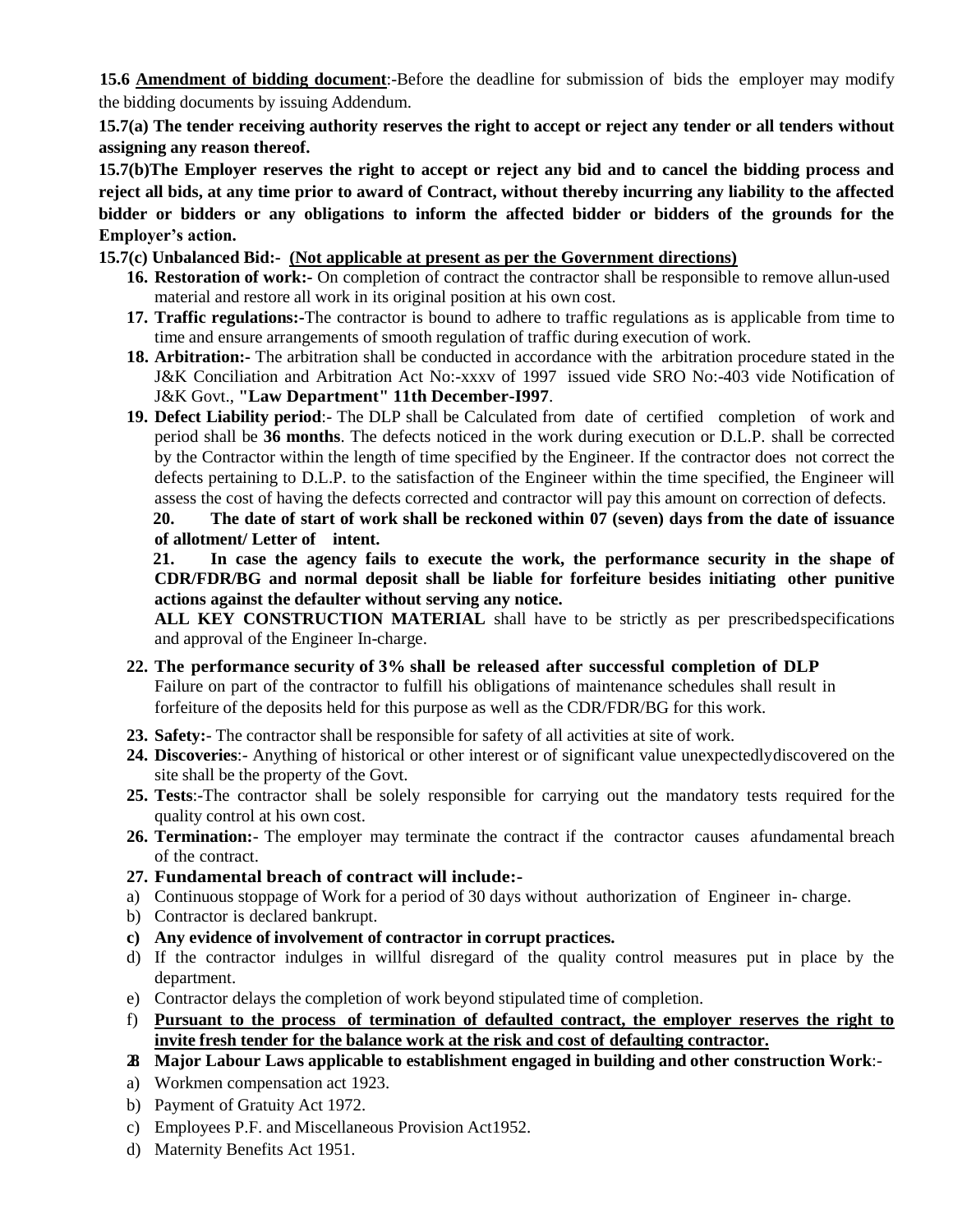**15.6 Amendment of bidding document**:-Before the deadline for submission of bids the employer may modify the bidding documents by issuing Addendum.

**15.7(a) The tender receiving authority reserves the right to accept or reject any tender or all tenders without assigning any reason thereof.**

**15.7(b)The Employer reserves the right to accept or reject any bid and to cancel the bidding process and reject all bids, at any time prior to award of Contract, without thereby incurring any liability to the affected bidder or bidders or any obligations to inform the affected bidder or bidders of the grounds for the Employer's action.**

**15.7(c) Unbalanced Bid:- (Not applicable at present as per the Government directions)**

16. **Restoration of work:-** On completion of contract the contractor shall be responsible to remove allun-used material and restore all work in its original position at his own cost.
17. **Traffic regulations:-**The contractor is bound to adhere to traffic regulations as is applicable from time to time and ensure arrangements of smooth regulation of traffic during execution of work.
18. **Arbitration:-** The arbitration shall be conducted in accordance with the arbitration procedure stated in the J&K Conciliation and Arbitration Act No:-xxxv of 1997 issued vide SRO No:-403 vide Notification of J&K Govt., **"Law Department" 11th December-I997**.
19. **Defect Liability period**:- The DLP shall be Calculated from date of certified completion of work and period shall be **36 months**. The defects noticed in the work during execution or D.L.P. shall be corrected by the Contractor within the length of time specified by the Engineer. If the contractor does not correct the defects pertaining to D.L.P. to the satisfaction of the Engineer within the time specified, the Engineer will assess the cost of having the defects corrected and contractor will pay this amount on correction of defects.

**20. The date of start of work shall be reckoned within 07 (seven) days from the date of issuance of allotment/ Letter of intent.**

**21. In case the agency fails to execute the work, the performance security in the shape of CDR/FDR/BG and normal deposit shall be liable for forfeiture besides initiating other punitive actions against the defaulter without serving any notice.**

**ALL KEY CONSTRUCTION MATERIAL** shall have to be strictly as per prescribedspecifications and approval of the Engineer In-charge.

22. **The performance security of 3% shall be released after successful completion of DLP**
    Failure on part of the contractor to fulfill his obligations of maintenance schedules shall result in forfeiture of the deposits held for this purpose as well as the CDR/FDR/BG for this work.
23. **Safety:**- The contractor shall be responsible for safety of all activities at site of work.
24. **Discoveries**:- Anything of historical or other interest or of significant value unexpectedlydiscovered on the site shall be the property of the Govt.
25. **Tests**:-The contractor shall be solely responsible for carrying out the mandatory tests required for the quality control at his own cost.
26. **Termination:**- The employer may terminate the contract if the contractor causes afundamental breach of the contract.
27. **Fundamental breach of contract will include:-**

a) Continuous stoppage of Work for a period of 30 days without authorization of Engineer in- charge.
b) Contractor is declared bankrupt.
c) **Any evidence of involvement of contractor in corrupt practices.**
d) If the contractor indulges in willful disregard of the quality control measures put in place by the department.
e) Contractor delays the completion of work beyond stipulated time of completion.
f) **Pursuant to the process of termination of defaulted contract, the employer reserves the right to invite fresh tender for the balance work at the risk and cost of defaulting contractor.**

28. **Major Labour Laws applicable to establishment engaged in building and other construction Work**:-

a) Workmen compensation act 1923.
b) Payment of Gratuity Act 1972.
c) Employees P.F. and Miscellaneous Provision Act1952.
d) Maternity Benefits Act 1951.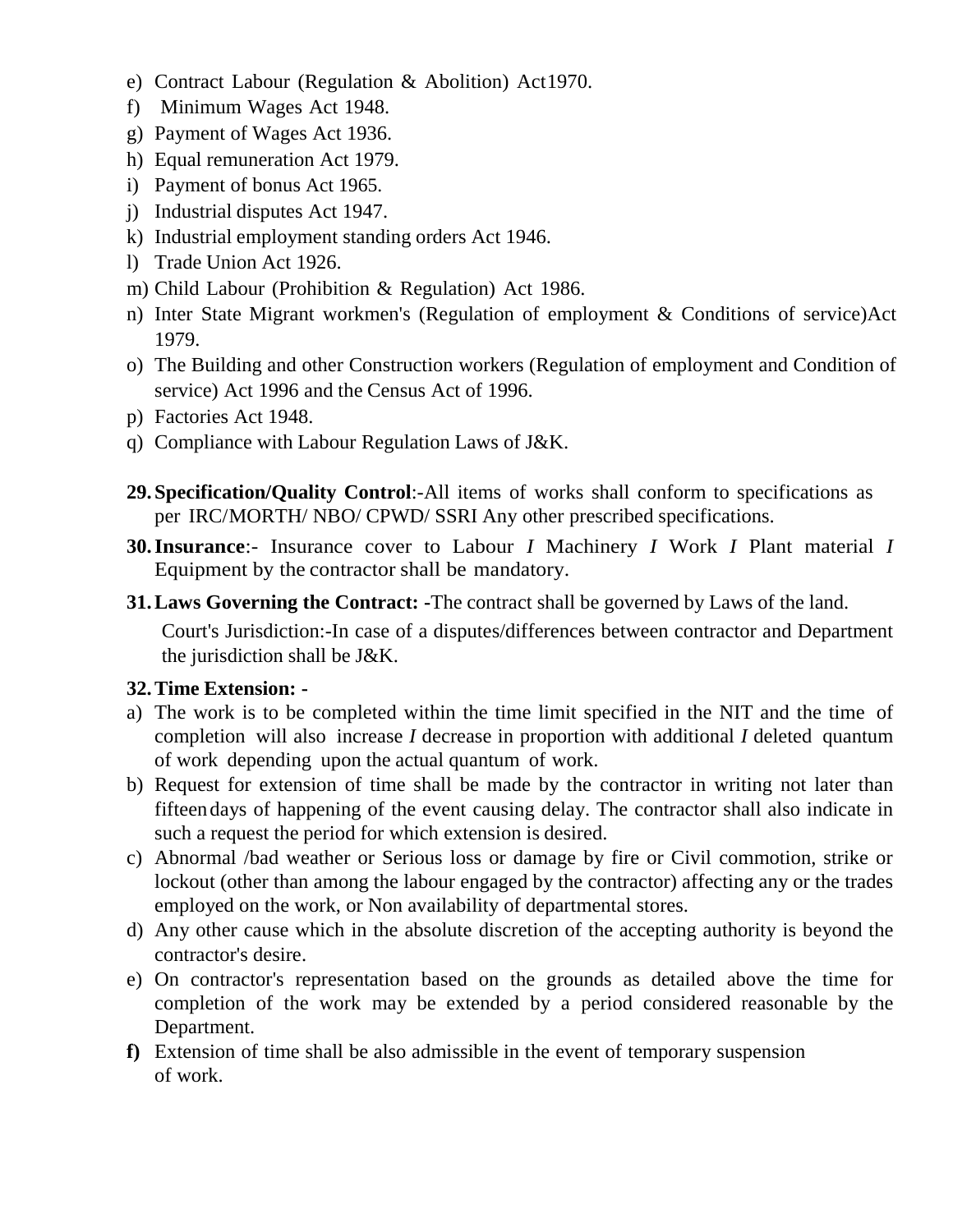e) Contract Labour (Regulation & Abolition) Act1970.
f) Minimum Wages Act 1948.
g) Payment of Wages Act 1936.
h) Equal remuneration Act 1979.
i) Payment of bonus Act 1965.
j) Industrial disputes Act 1947.
k) Industrial employment standing orders Act 1946.
l) Trade Union Act 1926.
m) Child Labour (Prohibition & Regulation) Act 1986.
n) Inter State Migrant workmen's (Regulation of employment & Conditions of service)Act 1979.
o) The Building and other Construction workers (Regulation of employment and Condition of service) Act 1996 and the Census Act of 1996.
p) Factories Act 1948.
q) Compliance with Labour Regulation Laws of J&K.

**29. Specification/Quality Control**:-All items of works shall conform to specifications as per IRC/MORTH/ NBO/ CPWD/ SSRI Any other prescribed specifications.

**30. Insurance**:- Insurance cover to Labour *I* Machinery *I* Work *I* Plant material *I* Equipment by the contractor shall be mandatory.

**31. Laws Governing the Contract: -**The contract shall be governed by Laws of the land.

Court's Jurisdiction:-In case of a disputes/differences between contractor and Department the jurisdiction shall be J&K.

**32. Time Extension: -**

a) The work is to be completed within the time limit specified in the NIT and the time of completion will also increase *I* decrease in proportion with additional *I* deleted quantum of work depending upon the actual quantum of work.
b) Request for extension of time shall be made by the contractor in writing not later than fifteen days of happening of the event causing delay. The contractor shall also indicate in such a request the period for which extension is desired.
c) Abnormal /bad weather or Serious loss or damage by fire or Civil commotion, strike or lockout (other than among the labour engaged by the contractor) affecting any or the trades employed on the work, or Non availability of departmental stores.
d) Any other cause which in the absolute discretion of the accepting authority is beyond the contractor's desire.
e) On contractor's representation based on the grounds as detailed above the time for completion of the work may be extended by a period considered reasonable by the Department.

**f)** Extension of time shall be also admissible in the event of temporary suspension of work.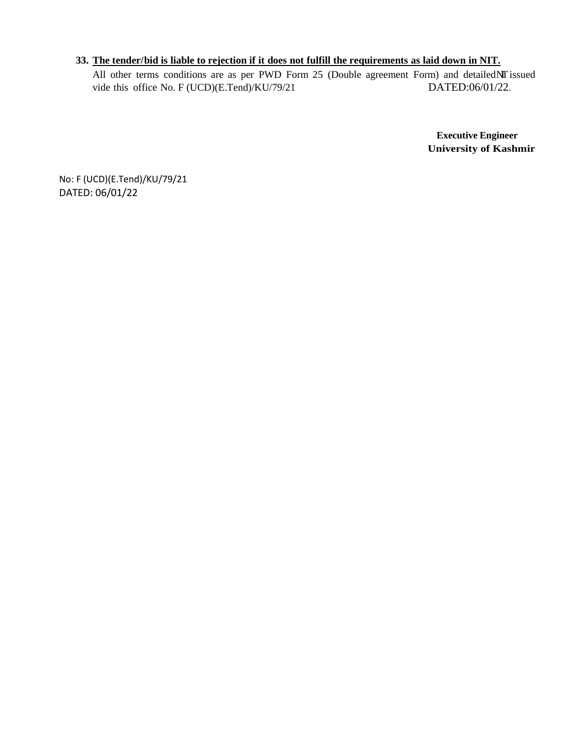**33. <u>The tender/bid is liable to rejection if it does not fulfill the requirements as laid down in NIT.</u>**

All other terms conditions are as per PWD Form 25 (Double agreement Form) and detailedNIT issued vide this office No. F (UCD)(E.Tend)/KU/79/21 DATED:06/01/22.

**Executive Engineer**
**University of Kashmir**

No: F (UCD)(E.Tend)/KU/79/21
DATED: 06/01/22